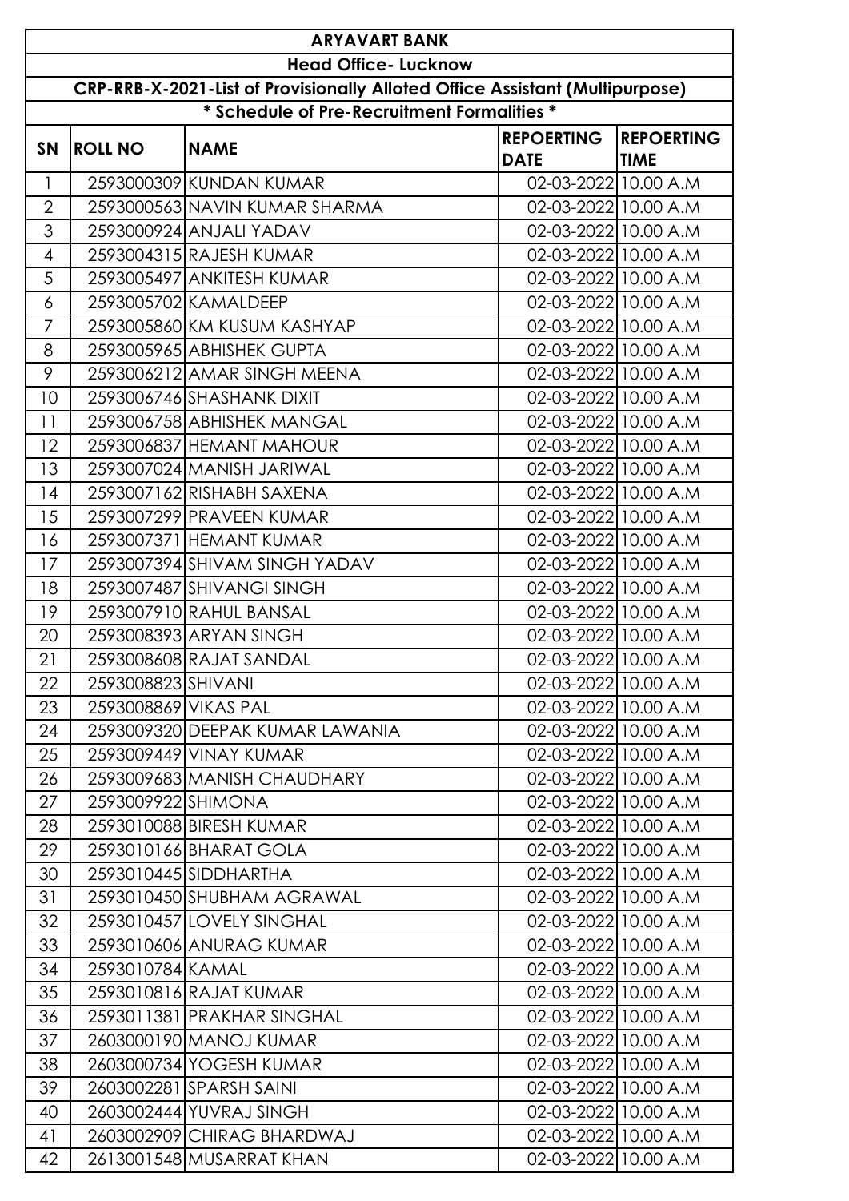# ARYAVART BANK

## Head Office- Lucknow

### CRP-RRB-X-2021-List of Provisionally Alloted Office Assistant (Multipurpose)

### * Schedule of Pre-Recruitment Formalities *

| SN | ROLL NO | NAME | REPOERTING DATE | REPOERTING TIME |
|---|---|---|---|---|
| 1 | 2593000309 | KUNDAN KUMAR | 02-03-2022 | 10.00 A.M |
| 2 | 2593000563 | NAVIN KUMAR SHARMA | 02-03-2022 | 10.00 A.M |
| 3 | 2593000924 | ANJALI YADAV | 02-03-2022 | 10.00 A.M |
| 4 | 2593004315 | RAJESH KUMAR | 02-03-2022 | 10.00 A.M |
| 5 | 2593005497 | ANKITESH KUMAR | 02-03-2022 | 10.00 A.M |
| 6 | 2593005702 | KAMALDEEP | 02-03-2022 | 10.00 A.M |
| 7 | 2593005860 | KM KUSUM KASHYAP | 02-03-2022 | 10.00 A.M |
| 8 | 2593005965 | ABHISHEK GUPTA | 02-03-2022 | 10.00 A.M |
| 9 | 2593006212 | AMAR SINGH MEENA | 02-03-2022 | 10.00 A.M |
| 10 | 2593006746 | SHASHANK DIXIT | 02-03-2022 | 10.00 A.M |
| 11 | 2593006758 | ABHISHEK MANGAL | 02-03-2022 | 10.00 A.M |
| 12 | 2593006837 | HEMANT MAHOUR | 02-03-2022 | 10.00 A.M |
| 13 | 2593007024 | MANISH JARIWAL | 02-03-2022 | 10.00 A.M |
| 14 | 2593007162 | RISHABH SAXENA | 02-03-2022 | 10.00 A.M |
| 15 | 2593007299 | PRAVEEN KUMAR | 02-03-2022 | 10.00 A.M |
| 16 | 2593007371 | HEMANT KUMAR | 02-03-2022 | 10.00 A.M |
| 17 | 2593007394 | SHIVAM SINGH YADAV | 02-03-2022 | 10.00 A.M |
| 18 | 2593007487 | SHIVANGI SINGH | 02-03-2022 | 10.00 A.M |
| 19 | 2593007910 | RAHUL BANSAL | 02-03-2022 | 10.00 A.M |
| 20 | 2593008393 | ARYAN SINGH | 02-03-2022 | 10.00 A.M |
| 21 | 2593008608 | RAJAT SANDAL | 02-03-2022 | 10.00 A.M |
| 22 | 2593008823 | SHIVANI | 02-03-2022 | 10.00 A.M |
| 23 | 2593008869 | VIKAS PAL | 02-03-2022 | 10.00 A.M |
| 24 | 2593009320 | DEEPAK KUMAR LAWANIA | 02-03-2022 | 10.00 A.M |
| 25 | 2593009449 | VINAY KUMAR | 02-03-2022 | 10.00 A.M |
| 26 | 2593009683 | MANISH CHAUDHARY | 02-03-2022 | 10.00 A.M |
| 27 | 2593009922 | SHIMONA | 02-03-2022 | 10.00 A.M |
| 28 | 2593010088 | BIRESH KUMAR | 02-03-2022 | 10.00 A.M |
| 29 | 2593010166 | BHARAT GOLA | 02-03-2022 | 10.00 A.M |
| 30 | 2593010445 | SIDDHARTHA | 02-03-2022 | 10.00 A.M |
| 31 | 2593010450 | SHUBHAM AGRAWAL | 02-03-2022 | 10.00 A.M |
| 32 | 2593010457 | LOVELY SINGHAL | 02-03-2022 | 10.00 A.M |
| 33 | 2593010606 | ANURAG KUMAR | 02-03-2022 | 10.00 A.M |
| 34 | 2593010784 | KAMAL | 02-03-2022 | 10.00 A.M |
| 35 | 2593010816 | RAJAT KUMAR | 02-03-2022 | 10.00 A.M |
| 36 | 2593011381 | PRAKHAR SINGHAL | 02-03-2022 | 10.00 A.M |
| 37 | 2603000190 | MANOJ KUMAR | 02-03-2022 | 10.00 A.M |
| 38 | 2603000734 | YOGESH KUMAR | 02-03-2022 | 10.00 A.M |
| 39 | 2603002281 | SPARSH SAINI | 02-03-2022 | 10.00 A.M |
| 40 | 2603002444 | YUVRAJ SINGH | 02-03-2022 | 10.00 A.M |
| 41 | 2603002909 | CHIRAG BHARDWAJ | 02-03-2022 | 10.00 A.M |
| 42 | 2613001548 | MUSARRAT KHAN | 02-03-2022 | 10.00 A.M |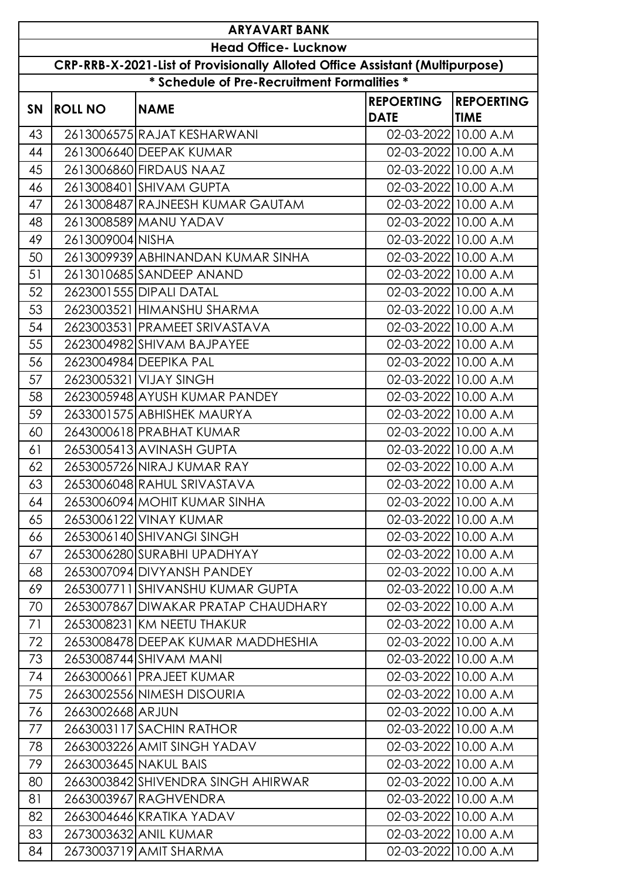| ARYAVART BANK | | | | |
|---|---|---|---|---|
| Head Office- Lucknow | | | | |
| CRP-RRB-X-2021-List of Provisionally Alloted Office Assistant (Multipurpose) | | | | |
| * Schedule of Pre-Recruitment Formalities * | | | | |
| SN | ROLL NO | NAME | REPOERTING DATE | REPOERTING TIME |
| 43 | 2613006575 | RAJAT KESHARWANI | 02-03-2022 | 10.00 A.M |
| 44 | 2613006640 | DEEPAK KUMAR | 02-03-2022 | 10.00 A.M |
| 45 | 2613006860 | FIRDAUS NAAZ | 02-03-2022 | 10.00 A.M |
| 46 | 2613008401 | SHIVAM GUPTA | 02-03-2022 | 10.00 A.M |
| 47 | 2613008487 | RAJNEESH KUMAR GAUTAM | 02-03-2022 | 10.00 A.M |
| 48 | 2613008589 | MANU YADAV | 02-03-2022 | 10.00 A.M |
| 49 | 2613009004 | NISHA | 02-03-2022 | 10.00 A.M |
| 50 | 2613009939 | ABHINANDAN KUMAR SINHA | 02-03-2022 | 10.00 A.M |
| 51 | 2613010685 | SANDEEP ANAND | 02-03-2022 | 10.00 A.M |
| 52 | 2623001555 | DIPALI DATAL | 02-03-2022 | 10.00 A.M |
| 53 | 2623003521 | HIMANSHU SHARMA | 02-03-2022 | 10.00 A.M |
| 54 | 2623003531 | PRAMEET SRIVASTAVA | 02-03-2022 | 10.00 A.M |
| 55 | 2623004982 | SHIVAM BAJPAYEE | 02-03-2022 | 10.00 A.M |
| 56 | 2623004984 | DEEPIKA PAL | 02-03-2022 | 10.00 A.M |
| 57 | 2623005321 | VIJAY SINGH | 02-03-2022 | 10.00 A.M |
| 58 | 2623005948 | AYUSH KUMAR PANDEY | 02-03-2022 | 10.00 A.M |
| 59 | 2633001575 | ABHISHEK MAURYA | 02-03-2022 | 10.00 A.M |
| 60 | 2643000618 | PRABHAT KUMAR | 02-03-2022 | 10.00 A.M |
| 61 | 2653005413 | AVINASH GUPTA | 02-03-2022 | 10.00 A.M |
| 62 | 2653005726 | NIRAJ KUMAR RAY | 02-03-2022 | 10.00 A.M |
| 63 | 2653006048 | RAHUL SRIVASTAVA | 02-03-2022 | 10.00 A.M |
| 64 | 2653006094 | MOHIT KUMAR SINHA | 02-03-2022 | 10.00 A.M |
| 65 | 2653006122 | VINAY KUMAR | 02-03-2022 | 10.00 A.M |
| 66 | 2653006140 | SHIVANGI SINGH | 02-03-2022 | 10.00 A.M |
| 67 | 2653006280 | SURABHI UPADHYAY | 02-03-2022 | 10.00 A.M |
| 68 | 2653007094 | DIVYANSH PANDEY | 02-03-2022 | 10.00 A.M |
| 69 | 2653007711 | SHIVANSHU KUMAR GUPTA | 02-03-2022 | 10.00 A.M |
| 70 | 2653007867 | DIWAKAR PRATAP CHAUDHARY | 02-03-2022 | 10.00 A.M |
| 71 | 2653008231 | KM NEETU THAKUR | 02-03-2022 | 10.00 A.M |
| 72 | 2653008478 | DEEPAK KUMAR MADDHESHIA | 02-03-2022 | 10.00 A.M |
| 73 | 2653008744 | SHIVAM MANI | 02-03-2022 | 10.00 A.M |
| 74 | 2663000661 | PRAJEET KUMAR | 02-03-2022 | 10.00 A.M |
| 75 | 2663002556 | NIMESH DISOURIA | 02-03-2022 | 10.00 A.M |
| 76 | 2663002668 | ARJUN | 02-03-2022 | 10.00 A.M |
| 77 | 2663003117 | SACHIN RATHOR | 02-03-2022 | 10.00 A.M |
| 78 | 2663003226 | AMIT SINGH YADAV | 02-03-2022 | 10.00 A.M |
| 79 | 2663003645 | NAKUL BAIS | 02-03-2022 | 10.00 A.M |
| 80 | 2663003842 | SHIVENDRA SINGH AHIRWAR | 02-03-2022 | 10.00 A.M |
| 81 | 2663003967 | RAGHVENDRA | 02-03-2022 | 10.00 A.M |
| 82 | 2663004646 | KRATIKA YADAV | 02-03-2022 | 10.00 A.M |
| 83 | 2673003632 | ANIL KUMAR | 02-03-2022 | 10.00 A.M |
| 84 | 2673003719 | AMIT SHARMA | 02-03-2022 | 10.00 A.M |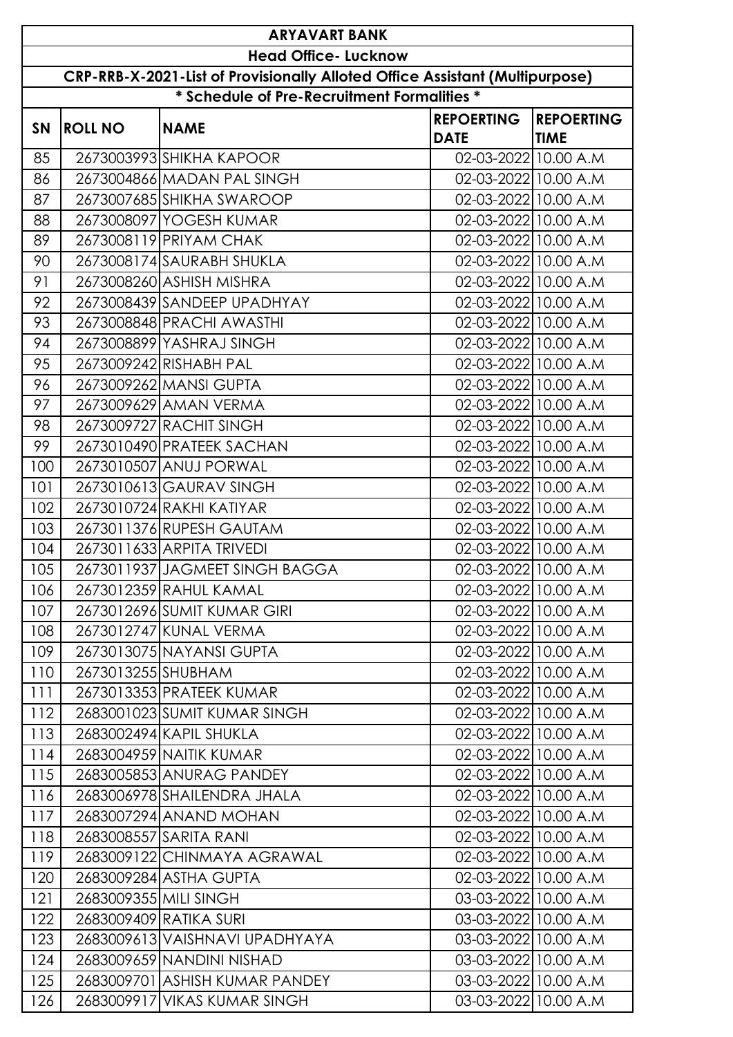| ARYAVART BANK | | | | |
|---|---|---|---|---|
| Head Office- Lucknow | | | | |
| CRP-RRB-X-2021-List of Provisionally Alloted Office Assistant (Multipurpose) | | | | |
| * Schedule of Pre-Recruitment Formalities * | | | | |
| SN | ROLL NO | NAME | REPOERTING DATE | REPOERTING TIME |
| 85 | 2673003993 | SHIKHA KAPOOR | 02-03-2022 | 10.00 A.M |
| 86 | 2673004866 | MADAN PAL SINGH | 02-03-2022 | 10.00 A.M |
| 87 | 2673007685 | SHIKHA SWAROOP | 02-03-2022 | 10.00 A.M |
| 88 | 2673008097 | YOGESH KUMAR | 02-03-2022 | 10.00 A.M |
| 89 | 2673008119 | PRIYAM CHAK | 02-03-2022 | 10.00 A.M |
| 90 | 2673008174 | SAURABH SHUKLA | 02-03-2022 | 10.00 A.M |
| 91 | 2673008260 | ASHISH MISHRA | 02-03-2022 | 10.00 A.M |
| 92 | 2673008439 | SANDEEP UPADHYAY | 02-03-2022 | 10.00 A.M |
| 93 | 2673008848 | PRACHI AWASTHI | 02-03-2022 | 10.00 A.M |
| 94 | 2673008899 | YASHRAJ SINGH | 02-03-2022 | 10.00 A.M |
| 95 | 2673009242 | RISHABH PAL | 02-03-2022 | 10.00 A.M |
| 96 | 2673009262 | MANSI GUPTA | 02-03-2022 | 10.00 A.M |
| 97 | 2673009629 | AMAN VERMA | 02-03-2022 | 10.00 A.M |
| 98 | 2673009727 | RACHIT SINGH | 02-03-2022 | 10.00 A.M |
| 99 | 2673010490 | PRATEEK SACHAN | 02-03-2022 | 10.00 A.M |
| 100 | 2673010507 | ANUJ PORWAL | 02-03-2022 | 10.00 A.M |
| 101 | 2673010613 | GAURAV SINGH | 02-03-2022 | 10.00 A.M |
| 102 | 2673010724 | RAKHI KATIYAR | 02-03-2022 | 10.00 A.M |
| 103 | 2673011376 | RUPESH GAUTAM | 02-03-2022 | 10.00 A.M |
| 104 | 2673011633 | ARPITA TRIVEDI | 02-03-2022 | 10.00 A.M |
| 105 | 2673011937 | JAGMEET SINGH BAGGA | 02-03-2022 | 10.00 A.M |
| 106 | 2673012359 | RAHUL KAMAL | 02-03-2022 | 10.00 A.M |
| 107 | 2673012696 | SUMIT KUMAR GIRI | 02-03-2022 | 10.00 A.M |
| 108 | 2673012747 | KUNAL VERMA | 02-03-2022 | 10.00 A.M |
| 109 | 2673013075 | NAYANSI GUPTA | 02-03-2022 | 10.00 A.M |
| 110 | 2673013255 | SHUBHAM | 02-03-2022 | 10.00 A.M |
| 111 | 2673013353 | PRATEEK KUMAR | 02-03-2022 | 10.00 A.M |
| 112 | 2683001023 | SUMIT KUMAR SINGH | 02-03-2022 | 10.00 A.M |
| 113 | 2683002494 | KAPIL SHUKLA | 02-03-2022 | 10.00 A.M |
| 114 | 2683004959 | NAITIK KUMAR | 02-03-2022 | 10.00 A.M |
| 115 | 2683005853 | ANURAG PANDEY | 02-03-2022 | 10.00 A.M |
| 116 | 2683006978 | SHAILENDRA JHALA | 02-03-2022 | 10.00 A.M |
| 117 | 2683007294 | ANAND MOHAN | 02-03-2022 | 10.00 A.M |
| 118 | 2683008557 | SARITA RANI | 02-03-2022 | 10.00 A.M |
| 119 | 2683009122 | CHINMAYA AGRAWAL | 02-03-2022 | 10.00 A.M |
| 120 | 2683009284 | ASTHA GUPTA | 02-03-2022 | 10.00 A.M |
| 121 | 2683009355 | MILI SINGH | 03-03-2022 | 10.00 A.M |
| 122 | 2683009409 | RATIKA SURI | 03-03-2022 | 10.00 A.M |
| 123 | 2683009613 | VAISHNAVI UPADHYAYA | 03-03-2022 | 10.00 A.M |
| 124 | 2683009659 | NANDINI NISHAD | 03-03-2022 | 10.00 A.M |
| 125 | 2683009701 | ASHISH KUMAR PANDEY | 03-03-2022 | 10.00 A.M |
| 126 | 2683009917 | VIKAS KUMAR SINGH | 03-03-2022 | 10.00 A.M |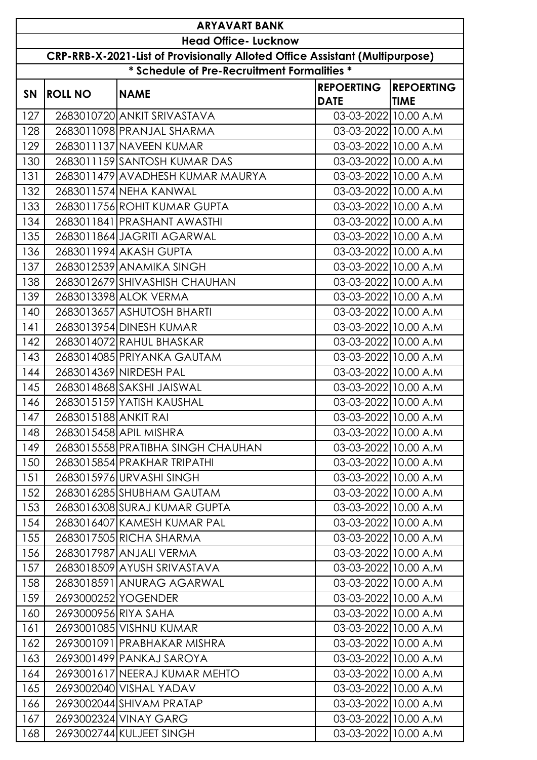| ARYAVART BANK | | | | |
|---|---|---|---|---|
| Head Office- Lucknow | | | | |
| CRP-RRB-X-2021-List of Provisionally Alloted Office Assistant (Multipurpose) | | | | |
| * Schedule of Pre-Recruitment Formalities * | | | | |
| SN | ROLL NO | NAME | REPOERTING DATE | REPOERTING TIME |
| 127 | 2683010720 | ANKIT SRIVASTAVA | 03-03-2022 | 10.00 A.M |
| 128 | 2683011098 | PRANJAL SHARMA | 03-03-2022 | 10.00 A.M |
| 129 | 2683011137 | NAVEEN KUMAR | 03-03-2022 | 10.00 A.M |
| 130 | 2683011159 | SANTOSH KUMAR DAS | 03-03-2022 | 10.00 A.M |
| 131 | 2683011479 | AVADHESH KUMAR MAURYA | 03-03-2022 | 10.00 A.M |
| 132 | 2683011574 | NEHA KANWAL | 03-03-2022 | 10.00 A.M |
| 133 | 2683011756 | ROHIT KUMAR GUPTA | 03-03-2022 | 10.00 A.M |
| 134 | 2683011841 | PRASHANT AWASTHI | 03-03-2022 | 10.00 A.M |
| 135 | 2683011864 | JAGRITI AGARWAL | 03-03-2022 | 10.00 A.M |
| 136 | 2683011994 | AKASH GUPTA | 03-03-2022 | 10.00 A.M |
| 137 | 2683012539 | ANAMIKA SINGH | 03-03-2022 | 10.00 A.M |
| 138 | 2683012679 | SHIVASHISH CHAUHAN | 03-03-2022 | 10.00 A.M |
| 139 | 2683013398 | ALOK VERMA | 03-03-2022 | 10.00 A.M |
| 140 | 2683013657 | ASHUTOSH BHARTI | 03-03-2022 | 10.00 A.M |
| 141 | 2683013954 | DINESH KUMAR | 03-03-2022 | 10.00 A.M |
| 142 | 2683014072 | RAHUL BHASKAR | 03-03-2022 | 10.00 A.M |
| 143 | 2683014085 | PRIYANKA GAUTAM | 03-03-2022 | 10.00 A.M |
| 144 | 2683014369 | NIRDESH PAL | 03-03-2022 | 10.00 A.M |
| 145 | 2683014868 | SAKSHI JAISWAL | 03-03-2022 | 10.00 A.M |
| 146 | 2683015159 | YATISH KAUSHAL | 03-03-2022 | 10.00 A.M |
| 147 | 2683015188 | ANKIT RAI | 03-03-2022 | 10.00 A.M |
| 148 | 2683015458 | APIL MISHRA | 03-03-2022 | 10.00 A.M |
| 149 | 2683015558 | PRATIBHA SINGH CHAUHAN | 03-03-2022 | 10.00 A.M |
| 150 | 2683015854 | PRAKHAR TRIPATHI | 03-03-2022 | 10.00 A.M |
| 151 | 2683015976 | URVASHI SINGH | 03-03-2022 | 10.00 A.M |
| 152 | 2683016285 | SHUBHAM GAUTAM | 03-03-2022 | 10.00 A.M |
| 153 | 2683016308 | SURAJ KUMAR GUPTA | 03-03-2022 | 10.00 A.M |
| 154 | 2683016407 | KAMESH KUMAR PAL | 03-03-2022 | 10.00 A.M |
| 155 | 2683017505 | RICHA SHARMA | 03-03-2022 | 10.00 A.M |
| 156 | 2683017987 | ANJALI VERMA | 03-03-2022 | 10.00 A.M |
| 157 | 2683018509 | AYUSH SRIVASTAVA | 03-03-2022 | 10.00 A.M |
| 158 | 2683018591 | ANURAG AGARWAL | 03-03-2022 | 10.00 A.M |
| 159 | 2693000252 | YOGENDER | 03-03-2022 | 10.00 A.M |
| 160 | 2693000956 | RIYA SAHA | 03-03-2022 | 10.00 A.M |
| 161 | 2693001085 | VISHNU KUMAR | 03-03-2022 | 10.00 A.M |
| 162 | 2693001091 | PRABHAKAR MISHRA | 03-03-2022 | 10.00 A.M |
| 163 | 2693001499 | PANKAJ SAROYA | 03-03-2022 | 10.00 A.M |
| 164 | 2693001617 | NEERAJ KUMAR MEHTO | 03-03-2022 | 10.00 A.M |
| 165 | 2693002040 | VISHAL YADAV | 03-03-2022 | 10.00 A.M |
| 166 | 2693002044 | SHIVAM PRATAP | 03-03-2022 | 10.00 A.M |
| 167 | 2693002324 | VINAY GARG | 03-03-2022 | 10.00 A.M |
| 168 | 2693002744 | KULJEET SINGH | 03-03-2022 | 10.00 A.M |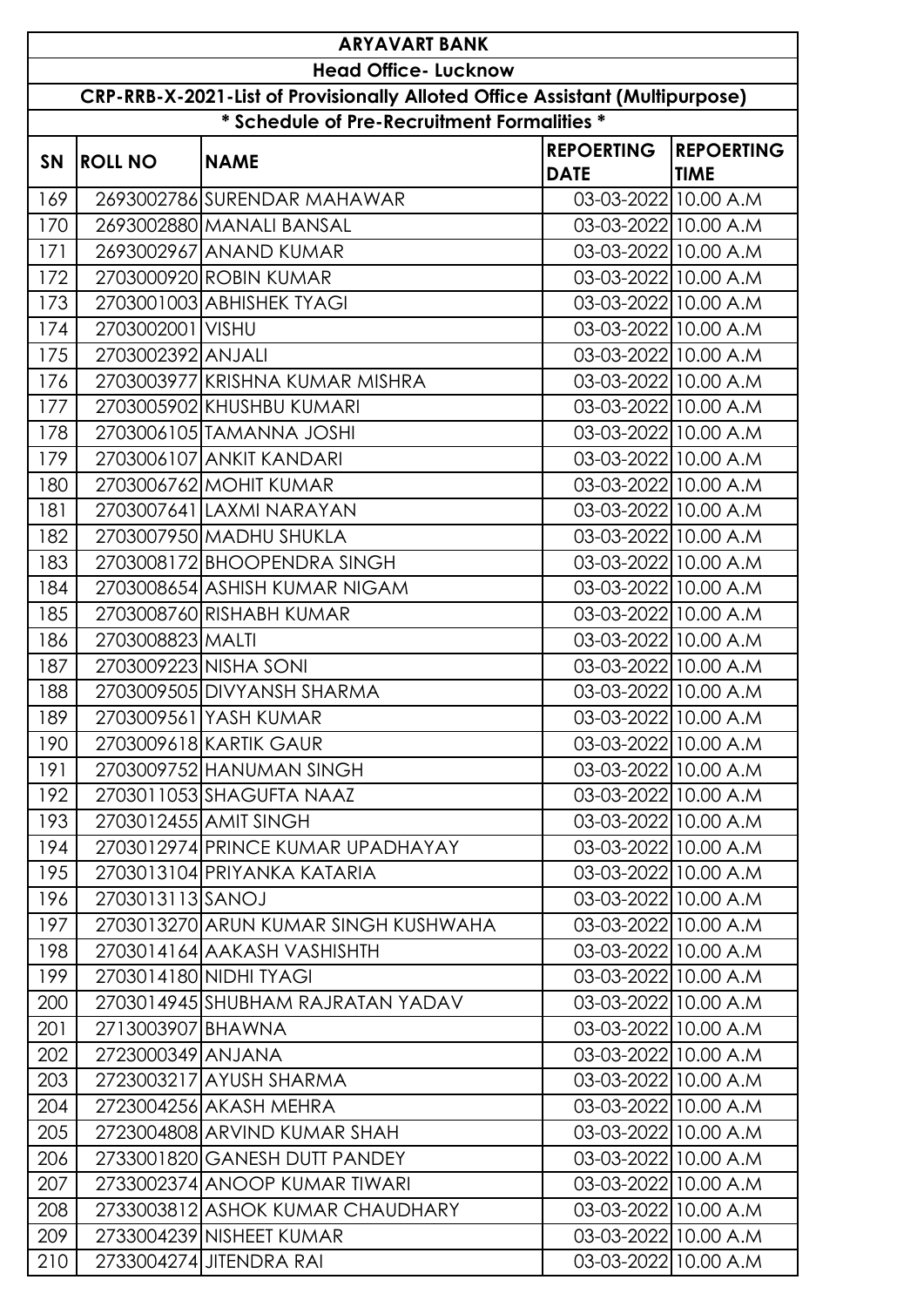| ARYAVART BANK | | | | |
|---|---|---|---|---|
| Head Office- Lucknow | | | | |
| CRP-RRB-X-2021-List of Provisionally Alloted Office Assistant (Multipurpose) | | | | |
| * Schedule of Pre-Recruitment Formalities * | | | | |
| SN | ROLL NO | NAME | REPOERTING DATE | REPOERTING TIME |
| 169 | 2693002786 | SURENDAR MAHAWAR | 03-03-2022 | 10.00 A.M |
| 170 | 2693002880 | MANALI BANSAL | 03-03-2022 | 10.00 A.M |
| 171 | 2693002967 | ANAND KUMAR | 03-03-2022 | 10.00 A.M |
| 172 | 2703000920 | ROBIN KUMAR | 03-03-2022 | 10.00 A.M |
| 173 | 2703001003 | ABHISHEK TYAGI | 03-03-2022 | 10.00 A.M |
| 174 | 2703002001 | VISHU | 03-03-2022 | 10.00 A.M |
| 175 | 2703002392 | ANJALI | 03-03-2022 | 10.00 A.M |
| 176 | 2703003977 | KRISHNA KUMAR MISHRA | 03-03-2022 | 10.00 A.M |
| 177 | 2703005902 | KHUSHBU KUMARI | 03-03-2022 | 10.00 A.M |
| 178 | 2703006105 | TAMANNA JOSHI | 03-03-2022 | 10.00 A.M |
| 179 | 2703006107 | ANKIT KANDARI | 03-03-2022 | 10.00 A.M |
| 180 | 2703006762 | MOHIT KUMAR | 03-03-2022 | 10.00 A.M |
| 181 | 2703007641 | LAXMI NARAYAN | 03-03-2022 | 10.00 A.M |
| 182 | 2703007950 | MADHU SHUKLA | 03-03-2022 | 10.00 A.M |
| 183 | 2703008172 | BHOOPENDRA SINGH | 03-03-2022 | 10.00 A.M |
| 184 | 2703008654 | ASHISH KUMAR NIGAM | 03-03-2022 | 10.00 A.M |
| 185 | 2703008760 | RISHABH KUMAR | 03-03-2022 | 10.00 A.M |
| 186 | 2703008823 | MALTI | 03-03-2022 | 10.00 A.M |
| 187 | 2703009223 | NISHA SONI | 03-03-2022 | 10.00 A.M |
| 188 | 2703009505 | DIVYANSH SHARMA | 03-03-2022 | 10.00 A.M |
| 189 | 2703009561 | YASH KUMAR | 03-03-2022 | 10.00 A.M |
| 190 | 2703009618 | KARTIK GAUR | 03-03-2022 | 10.00 A.M |
| 191 | 2703009752 | HANUMAN SINGH | 03-03-2022 | 10.00 A.M |
| 192 | 2703011053 | SHAGUFTA NAAZ | 03-03-2022 | 10.00 A.M |
| 193 | 2703012455 | AMIT SINGH | 03-03-2022 | 10.00 A.M |
| 194 | 2703012974 | PRINCE KUMAR UPADHAYAY | 03-03-2022 | 10.00 A.M |
| 195 | 2703013104 | PRIYANKA KATARIA | 03-03-2022 | 10.00 A.M |
| 196 | 2703013113 | SANOJ | 03-03-2022 | 10.00 A.M |
| 197 | 2703013270 | ARUN KUMAR SINGH KUSHWAHA | 03-03-2022 | 10.00 A.M |
| 198 | 2703014164 | AAKASH VASHISHTH | 03-03-2022 | 10.00 A.M |
| 199 | 2703014180 | NIDHI TYAGI | 03-03-2022 | 10.00 A.M |
| 200 | 2703014945 | SHUBHAM RAJRATAN YADAV | 03-03-2022 | 10.00 A.M |
| 201 | 2713003907 | BHAWNA | 03-03-2022 | 10.00 A.M |
| 202 | 2723000349 | ANJANA | 03-03-2022 | 10.00 A.M |
| 203 | 2723003217 | AYUSH SHARMA | 03-03-2022 | 10.00 A.M |
| 204 | 2723004256 | AKASH MEHRA | 03-03-2022 | 10.00 A.M |
| 205 | 2723004808 | ARVIND KUMAR SHAH | 03-03-2022 | 10.00 A.M |
| 206 | 2733001820 | GANESH DUTT PANDEY | 03-03-2022 | 10.00 A.M |
| 207 | 2733002374 | ANOOP KUMAR TIWARI | 03-03-2022 | 10.00 A.M |
| 208 | 2733003812 | ASHOK KUMAR CHAUDHARY | 03-03-2022 | 10.00 A.M |
| 209 | 2733004239 | NISHEET KUMAR | 03-03-2022 | 10.00 A.M |
| 210 | 2733004274 | JITENDRA RAI | 03-03-2022 | 10.00 A.M |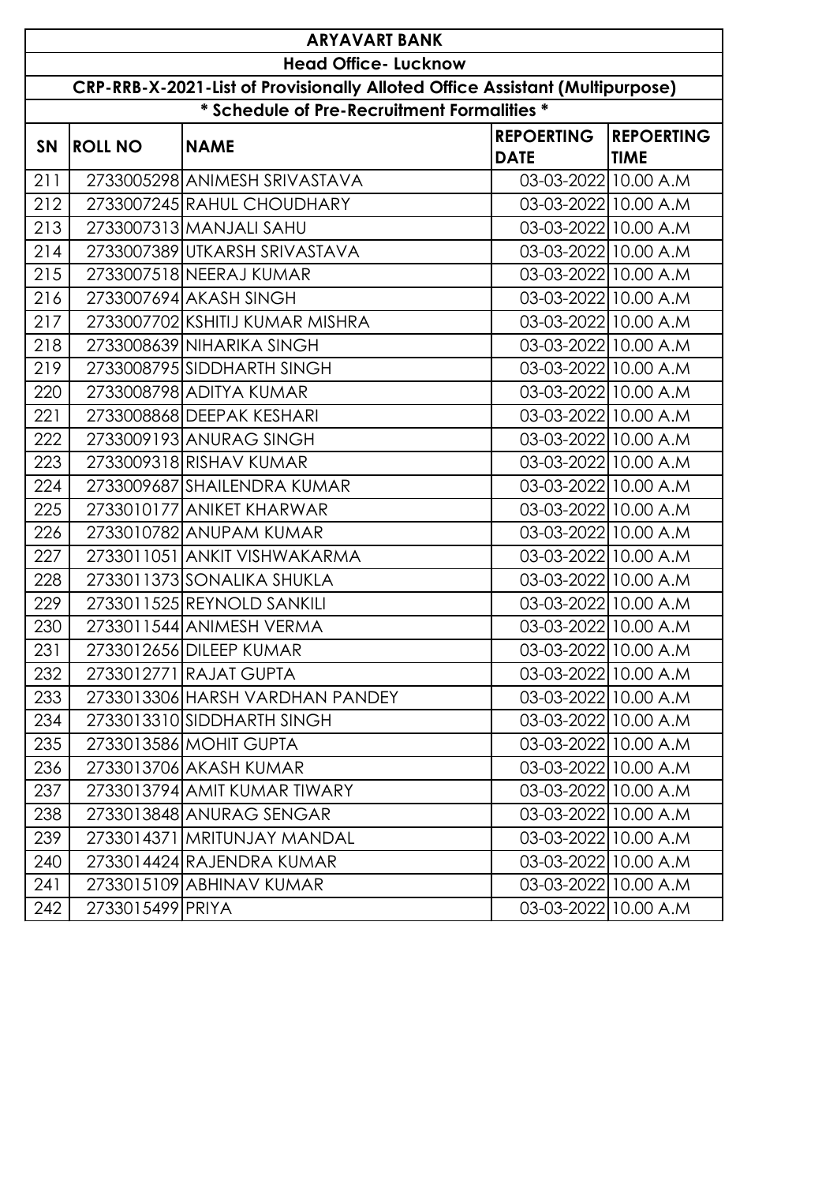| ARYAVART BANK | | | | |
|---|---|---|---|---|
| Head Office- Lucknow | | | | |
| CRP-RRB-X-2021-List of Provisionally Alloted Office Assistant (Multipurpose) | | | | |
| * Schedule of Pre-Recruitment Formalities * | | | | |
| SN | ROLL NO | NAME | REPOERTING DATE | REPOERTING TIME |
| 211 | 2733005298 | ANIMESH SRIVASTAVA | 03-03-2022 | 10.00 A.M |
| 212 | 2733007245 | RAHUL CHOUDHARY | 03-03-2022 | 10.00 A.M |
| 213 | 2733007313 | MANJALI SAHU | 03-03-2022 | 10.00 A.M |
| 214 | 2733007389 | UTKARSH SRIVASTAVA | 03-03-2022 | 10.00 A.M |
| 215 | 2733007518 | NEERAJ KUMAR | 03-03-2022 | 10.00 A.M |
| 216 | 2733007694 | AKASH SINGH | 03-03-2022 | 10.00 A.M |
| 217 | 2733007702 | KSHITIJ KUMAR MISHRA | 03-03-2022 | 10.00 A.M |
| 218 | 2733008639 | NIHARIKA SINGH | 03-03-2022 | 10.00 A.M |
| 219 | 2733008795 | SIDDHARTH SINGH | 03-03-2022 | 10.00 A.M |
| 220 | 2733008798 | ADITYA KUMAR | 03-03-2022 | 10.00 A.M |
| 221 | 2733008868 | DEEPAK KESHARI | 03-03-2022 | 10.00 A.M |
| 222 | 2733009193 | ANURAG SINGH | 03-03-2022 | 10.00 A.M |
| 223 | 2733009318 | RISHAV KUMAR | 03-03-2022 | 10.00 A.M |
| 224 | 2733009687 | SHAILENDRA KUMAR | 03-03-2022 | 10.00 A.M |
| 225 | 2733010177 | ANIKET KHARWAR | 03-03-2022 | 10.00 A.M |
| 226 | 2733010782 | ANUPAM KUMAR | 03-03-2022 | 10.00 A.M |
| 227 | 2733011051 | ANKIT VISHWAKARMA | 03-03-2022 | 10.00 A.M |
| 228 | 2733011373 | SONALIKA SHUKLA | 03-03-2022 | 10.00 A.M |
| 229 | 2733011525 | REYNOLD SANKILI | 03-03-2022 | 10.00 A.M |
| 230 | 2733011544 | ANIMESH VERMA | 03-03-2022 | 10.00 A.M |
| 231 | 2733012656 | DILEEP KUMAR | 03-03-2022 | 10.00 A.M |
| 232 | 2733012771 | RAJAT GUPTA | 03-03-2022 | 10.00 A.M |
| 233 | 2733013306 | HARSH VARDHAN PANDEY | 03-03-2022 | 10.00 A.M |
| 234 | 2733013310 | SIDDHARTH SINGH | 03-03-2022 | 10.00 A.M |
| 235 | 2733013586 | MOHIT GUPTA | 03-03-2022 | 10.00 A.M |
| 236 | 2733013706 | AKASH KUMAR | 03-03-2022 | 10.00 A.M |
| 237 | 2733013794 | AMIT KUMAR TIWARY | 03-03-2022 | 10.00 A.M |
| 238 | 2733013848 | ANURAG SENGAR | 03-03-2022 | 10.00 A.M |
| 239 | 2733014371 | MRITUNJAY MANDAL | 03-03-2022 | 10.00 A.M |
| 240 | 2733014424 | RAJENDRA KUMAR | 03-03-2022 | 10.00 A.M |
| 241 | 2733015109 | ABHINAV KUMAR | 03-03-2022 | 10.00 A.M |
| 242 | 2733015499 | PRIYA | 03-03-2022 | 10.00 A.M |